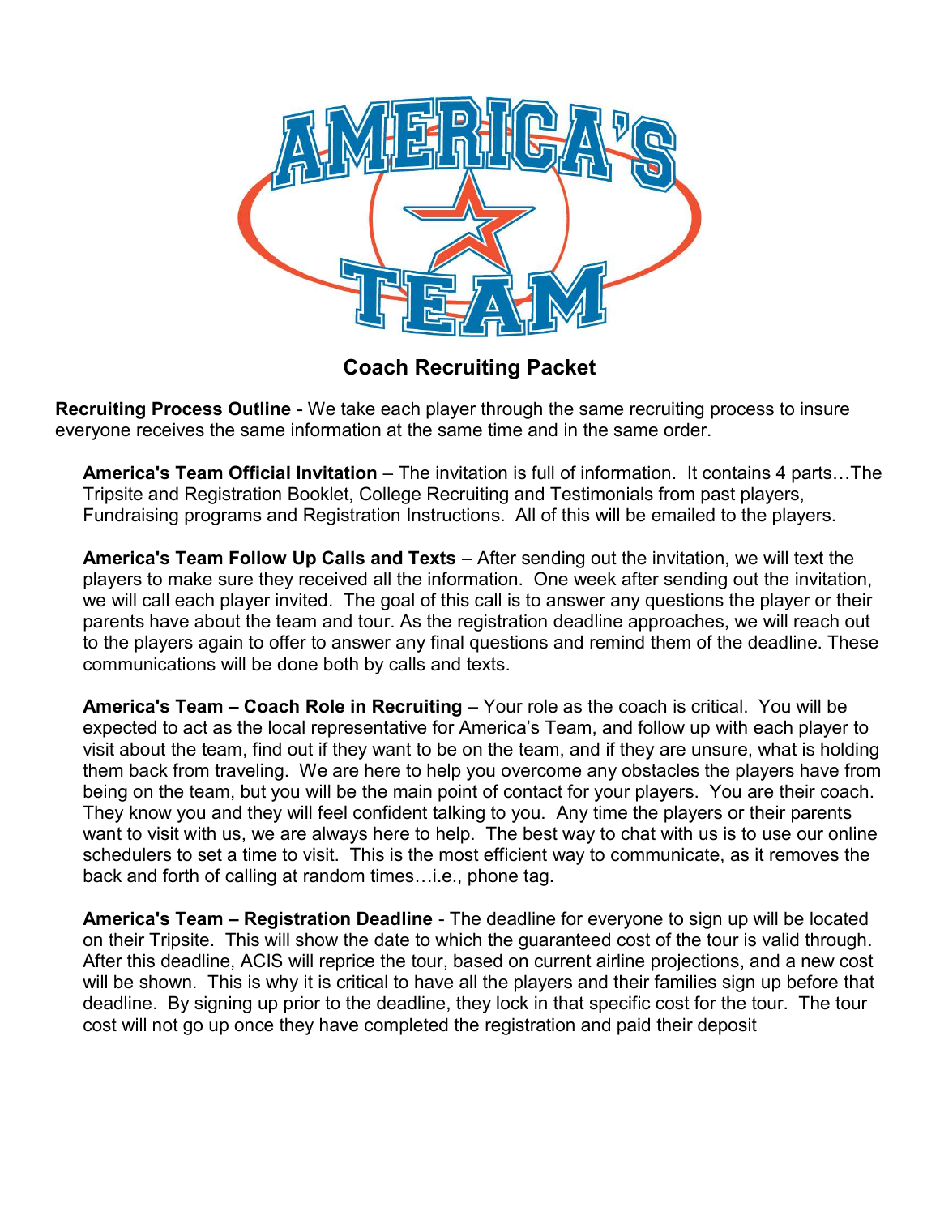# Coach Recruiting Packet

**Recruiting Process Outline** - We take each player through the same recruiting process to insure everyone receives the same information at the same time and in the same order.

**America's Team Official Invitation** – The invitation is full of information. It contains 4 parts…The Tripsite and Registration Booklet, College Recruiting and Testimonials from past players, Fundraising programs and Registration Instructions. All of this will be emailed to the players.

**America's Team Follow Up Calls and Texts** – After sending out the invitation, we will text the players to make sure they received all the information. One week after sending out the invitation, we will call each player invited. The goal of this call is to answer any questions the player or their parents have about the team and tour. As the registration deadline approaches, we will reach out to the players again to offer to answer any final questions and remind them of the deadline. These communications will be done both by calls and texts.

**America's Team – Coach Role in Recruiting** – Your role as the coach is critical. You will be expected to act as the local representative for America's Team, and follow up with each player to visit about the team, find out if they want to be on the team, and if they are unsure, what is holding them back from traveling. We are here to help you overcome any obstacles the players have from being on the team, but you will be the main point of contact for your players. You are their coach. They know you and they will feel confident talking to you. Any time the players or their parents want to visit with us, we are always here to help. The best way to chat with us is to use our online schedulers to set a time to visit. This is the most efficient way to communicate, as it removes the back and forth of calling at random times…i.e., phone tag.

**America's Team – Registration Deadline** - The deadline for everyone to sign up will be located on their Tripsite. This will show the date to which the guaranteed cost of the tour is valid through. After this deadline, ACIS will reprice the tour, based on current airline projections, and a new cost will be shown. This is why it is critical to have all the players and their families sign up before that deadline. By signing up prior to the deadline, they lock in that specific cost for the tour. The tour cost will not go up once they have completed the registration and paid their deposit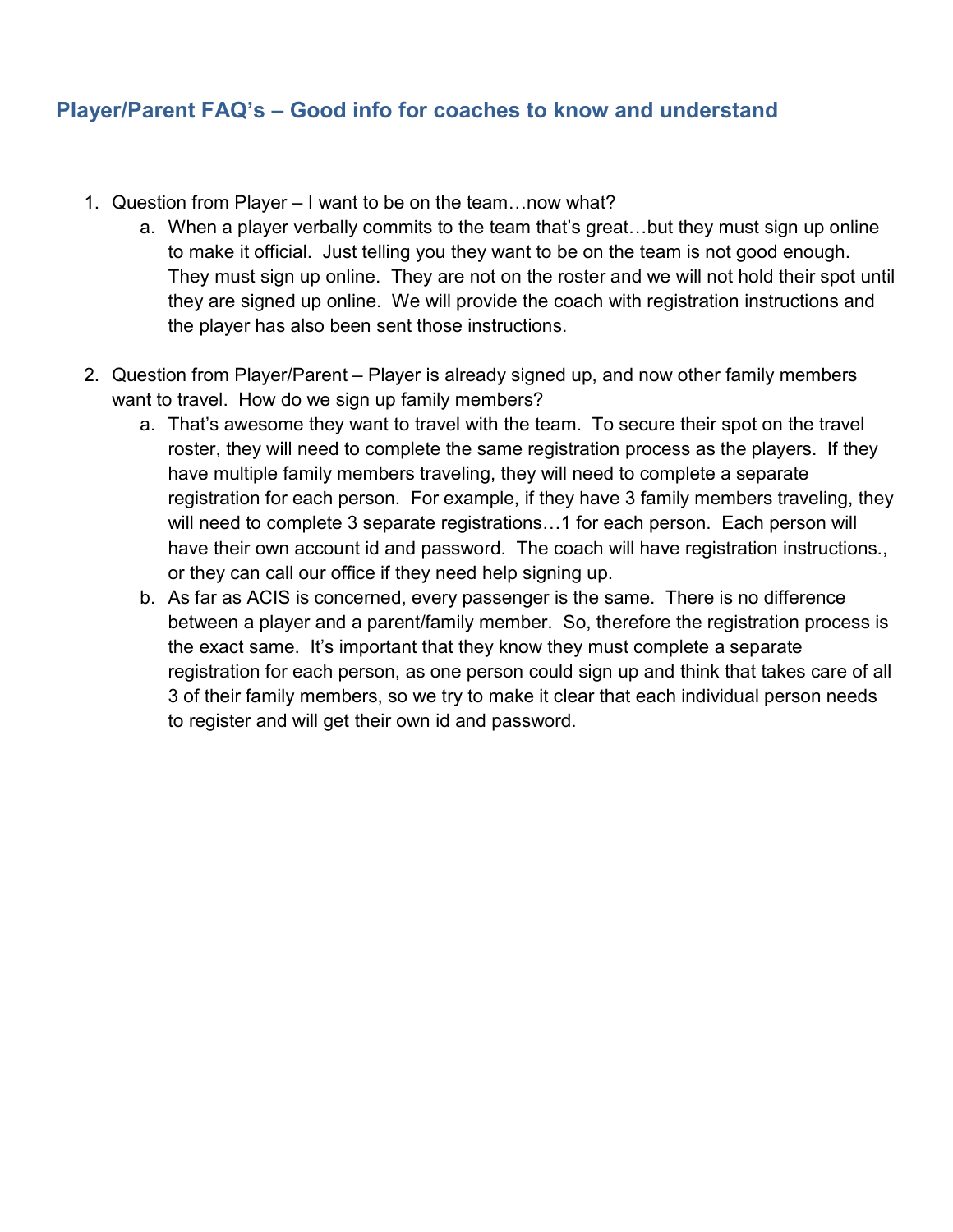## Player/Parent FAQ's – Good info for coaches to know and understand

1. Question from Player – I want to be on the team…now what?
   a. When a player verbally commits to the team that's great…but they must sign up online to make it official. Just telling you they want to be on the team is not good enough. They must sign up online. They are not on the roster and we will not hold their spot until they are signed up online. We will provide the coach with registration instructions and the player has also been sent those instructions.

2. Question from Player/Parent – Player is already signed up, and now other family members want to travel. How do we sign up family members?
   a. That's awesome they want to travel with the team. To secure their spot on the travel roster, they will need to complete the same registration process as the players. If they have multiple family members traveling, they will need to complete a separate registration for each person. For example, if they have 3 family members traveling, they will need to complete 3 separate registrations…1 for each person. Each person will have their own account id and password. The coach will have registration instructions., or they can call our office if they need help signing up.
   b. As far as ACIS is concerned, every passenger is the same. There is no difference between a player and a parent/family member. So, therefore the registration process is the exact same. It's important that they know they must complete a separate registration for each person, as one person could sign up and think that takes care of all 3 of their family members, so we try to make it clear that each individual person needs to register and will get their own id and password.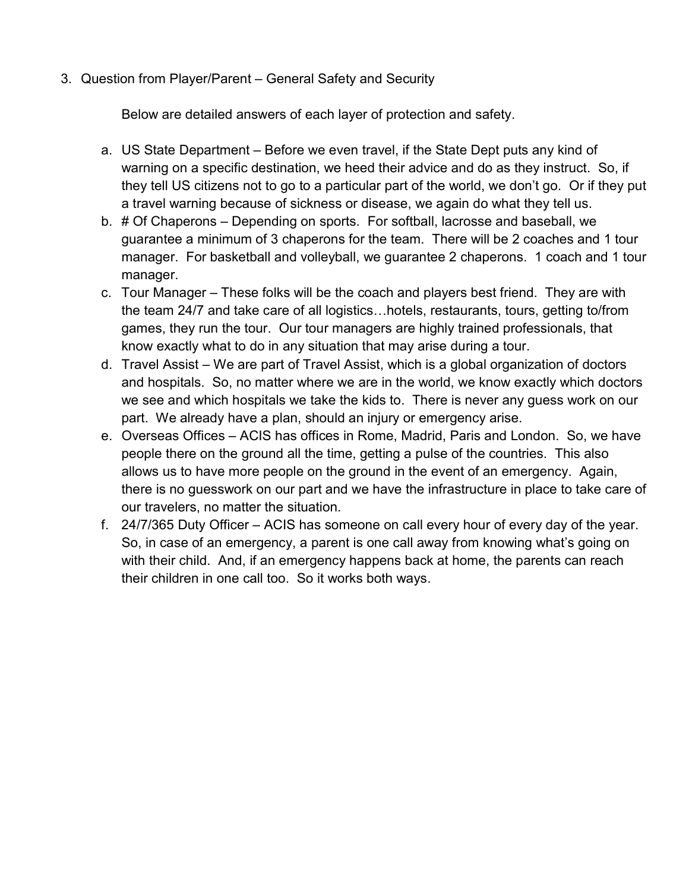3. Question from Player/Parent – General Safety and Security

   Below are detailed answers of each layer of protection and safety.

   a. US State Department – Before we even travel, if the State Dept puts any kind of warning on a specific destination, we heed their advice and do as they instruct. So, if they tell US citizens not to go to a particular part of the world, we don't go. Or if they put a travel warning because of sickness or disease, we again do what they tell us.
   b. # Of Chaperons – Depending on sports. For softball, lacrosse and baseball, we guarantee a minimum of 3 chaperons for the team. There will be 2 coaches and 1 tour manager. For basketball and volleyball, we guarantee 2 chaperons. 1 coach and 1 tour manager.
   c. Tour Manager – These folks will be the coach and players best friend. They are with the team 24/7 and take care of all logistics…hotels, restaurants, tours, getting to/from games, they run the tour. Our tour managers are highly trained professionals, that know exactly what to do in any situation that may arise during a tour.
   d. Travel Assist – We are part of Travel Assist, which is a global organization of doctors and hospitals. So, no matter where we are in the world, we know exactly which doctors we see and which hospitals we take the kids to. There is never any guess work on our part. We already have a plan, should an injury or emergency arise.
   e. Overseas Offices – ACIS has offices in Rome, Madrid, Paris and London. So, we have people there on the ground all the time, getting a pulse of the countries. This also allows us to have more people on the ground in the event of an emergency. Again, there is no guesswork on our part and we have the infrastructure in place to take care of our travelers, no matter the situation.
   f. 24/7/365 Duty Officer – ACIS has someone on call every hour of every day of the year. So, in case of an emergency, a parent is one call away from knowing what's going on with their child. And, if an emergency happens back at home, the parents can reach their children in one call too. So it works both ways.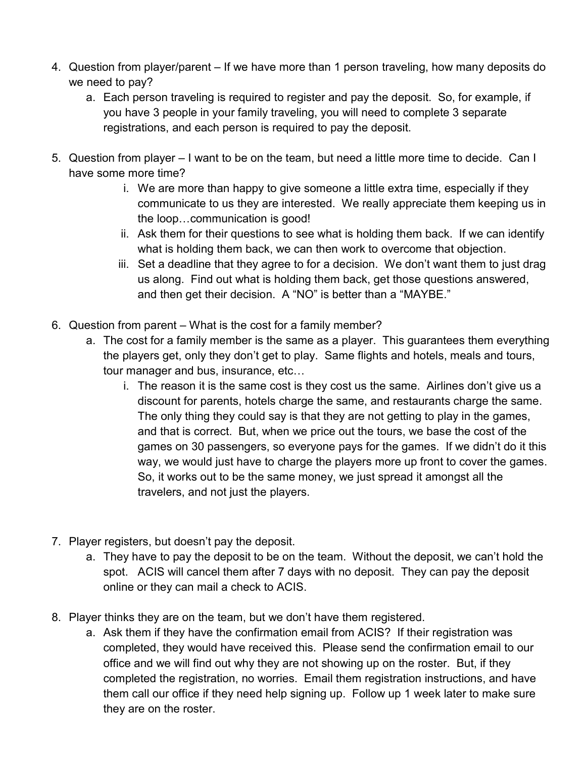4. Question from player/parent – If we have more than 1 person traveling, how many deposits do we need to pay?
    a. Each person traveling is required to register and pay the deposit. So, for example, if you have 3 people in your family traveling, you will need to complete 3 separate registrations, and each person is required to pay the deposit.

5. Question from player – I want to be on the team, but need a little more time to decide. Can I have some more time?
    i. We are more than happy to give someone a little extra time, especially if they communicate to us they are interested. We really appreciate them keeping us in the loop…communication is good!
    ii. Ask them for their questions to see what is holding them back. If we can identify what is holding them back, we can then work to overcome that objection.
    iii. Set a deadline that they agree to for a decision. We don't want them to just drag us along. Find out what is holding them back, get those questions answered, and then get their decision. A "NO" is better than a "MAYBE."

6. Question from parent – What is the cost for a family member?
    a. The cost for a family member is the same as a player. This guarantees them everything the players get, only they don't get to play. Same flights and hotels, meals and tours, tour manager and bus, insurance, etc…
        i. The reason it is the same cost is they cost us the same. Airlines don't give us a discount for parents, hotels charge the same, and restaurants charge the same. The only thing they could say is that they are not getting to play in the games, and that is correct. But, when we price out the tours, we base the cost of the games on 30 passengers, so everyone pays for the games. If we didn't do it this way, we would just have to charge the players more up front to cover the games. So, it works out to be the same money, we just spread it amongst all the travelers, and not just the players.

7. Player registers, but doesn't pay the deposit.
    a. They have to pay the deposit to be on the team. Without the deposit, we can't hold the spot. ACIS will cancel them after 7 days with no deposit. They can pay the deposit online or they can mail a check to ACIS.

8. Player thinks they are on the team, but we don't have them registered.
    a. Ask them if they have the confirmation email from ACIS? If their registration was completed, they would have received this. Please send the confirmation email to our office and we will find out why they are not showing up on the roster. But, if they completed the registration, no worries. Email them registration instructions, and have them call our office if they need help signing up. Follow up 1 week later to make sure they are on the roster.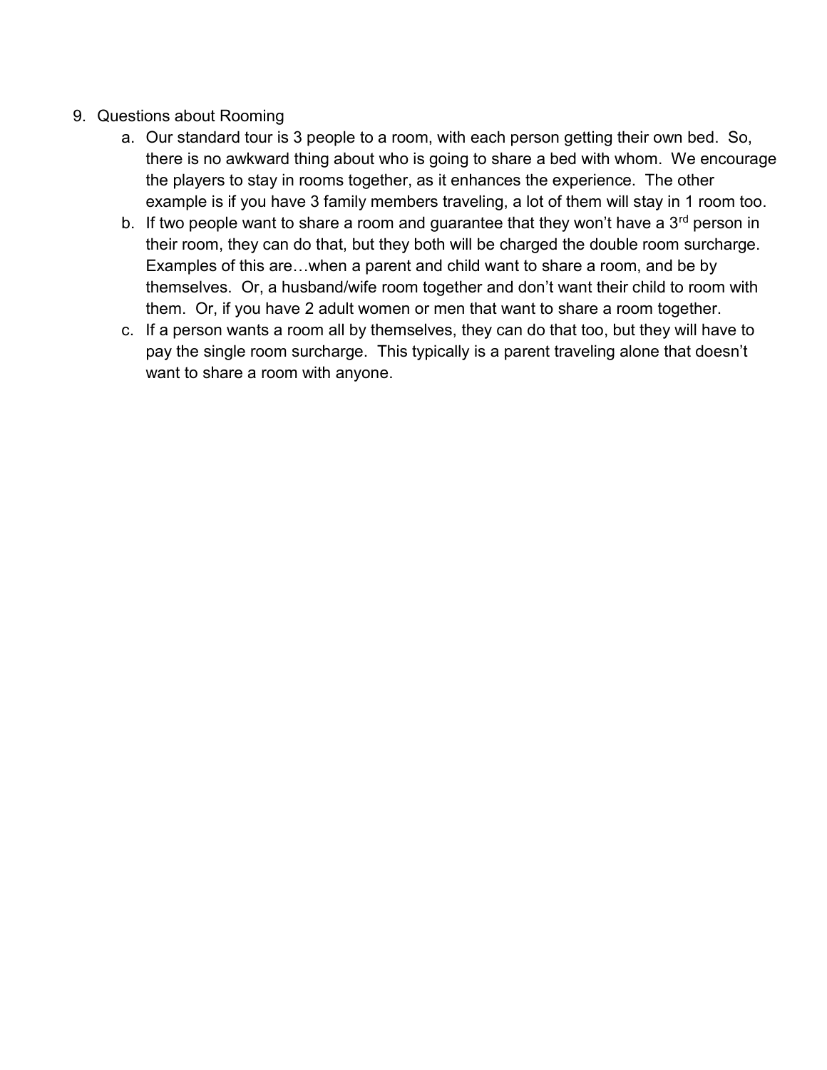9. Questions about Rooming
    a. Our standard tour is 3 people to a room, with each person getting their own bed. So, there is no awkward thing about who is going to share a bed with whom. We encourage the players to stay in rooms together, as it enhances the experience. The other example is if you have 3 family members traveling, a lot of them will stay in 1 room too.
    b. If two people want to share a room and guarantee that they won't have a 3rd person in their room, they can do that, but they both will be charged the double room surcharge. Examples of this are…when a parent and child want to share a room, and be by themselves. Or, a husband/wife room together and don't want their child to room with them. Or, if you have 2 adult women or men that want to share a room together.
    c. If a person wants a room all by themselves, they can do that too, but they will have to pay the single room surcharge. This typically is a parent traveling alone that doesn't want to share a room with anyone.